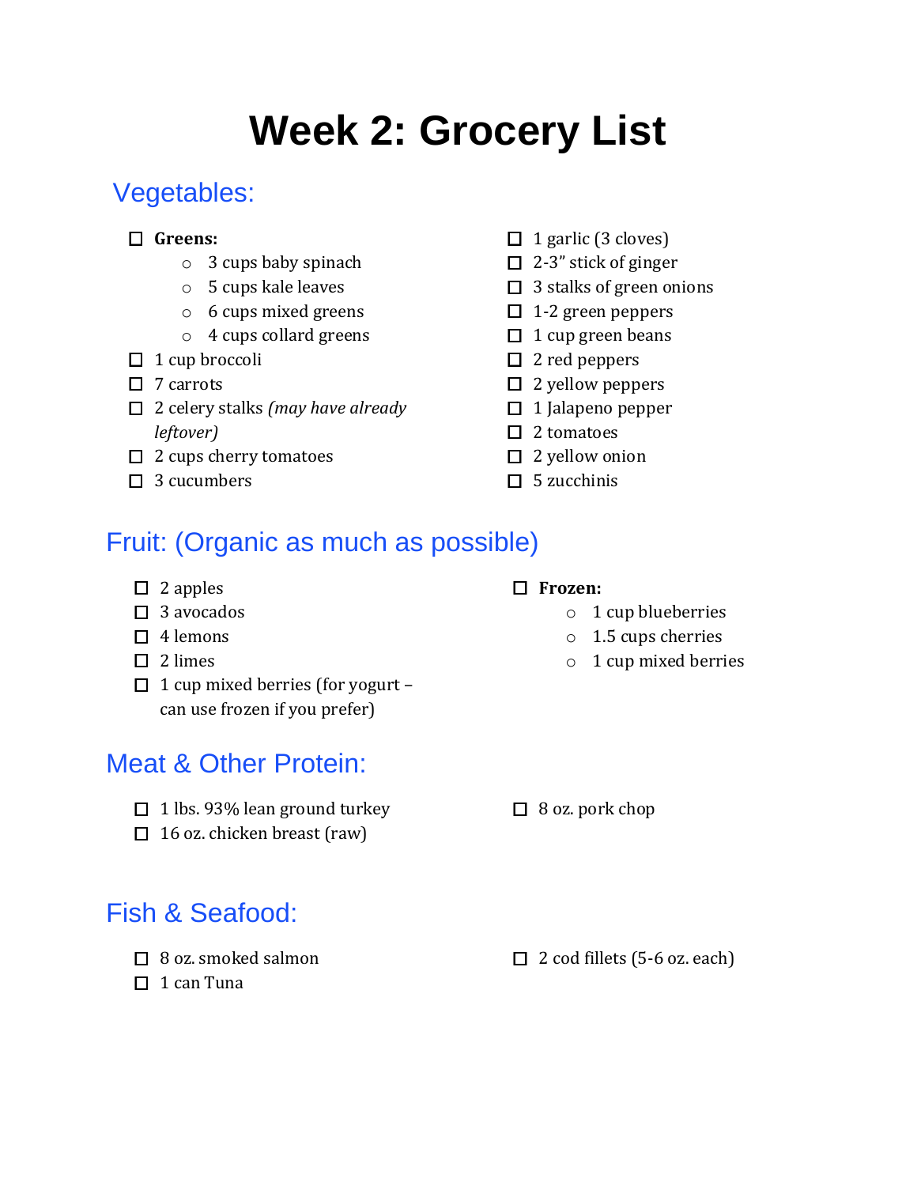# Week 2: Grocery List

## Vegetables:

- [ ] **Greens:**
  - 3 cups baby spinach
  - 5 cups kale leaves
  - 6 cups mixed greens
  - 4 cups collard greens
- [ ] 1 cup broccoli
- [ ] 7 carrots
- [ ] 2 celery stalks *(may have already leftover)*
- [ ] 2 cups cherry tomatoes
- [ ] 3 cucumbers
- [ ] 1 garlic (3 cloves)
- [ ] 2-3" stick of ginger
- [ ] 3 stalks of green onions
- [ ] 1-2 green peppers
- [ ] 1 cup green beans
- [ ] 2 red peppers
- [ ] 2 yellow peppers
- [ ] 1 Jalapeno pepper
- [ ] 2 tomatoes
- [ ] 2 yellow onion
- [ ] 5 zucchinis

## Fruit: (Organic as much as possible)

- [ ] 2 apples
- [ ] 3 avocados
- [ ] 4 lemons
- [ ] 2 limes
- [ ] 1 cup mixed berries (for yogurt – can use frozen if you prefer)
- [ ] **Frozen:**
  - 1 cup blueberries
  - 1.5 cups cherries
  - 1 cup mixed berries

## Meat & Other Protein:

- [ ] 1 lbs. 93% lean ground turkey
- [ ] 16 oz. chicken breast (raw)
- [ ] 8 oz. pork chop

## Fish & Seafood:

- [ ] 8 oz. smoked salmon
- [ ] 1 can Tuna
- [ ] 2 cod fillets (5-6 oz. each)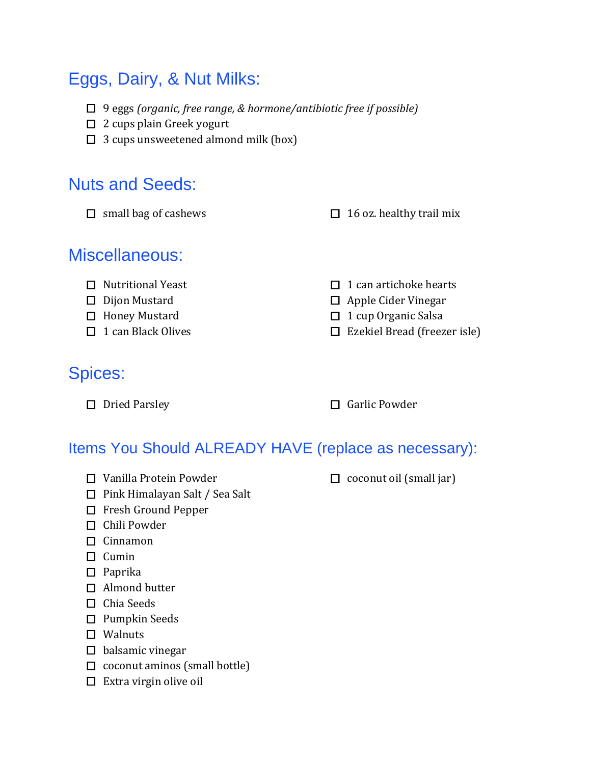## Eggs, Dairy, & Nut Milks:

- [ ] 9 eggs *(organic, free range, & hormone/antibiotic free if possible)*
- [ ] 2 cups plain Greek yogurt
- [ ] 3 cups unsweetened almond milk (box)

## Nuts and Seeds:

- [ ] small bag of cashews
- [ ] 16 oz. healthy trail mix

## Miscellaneous:

- [ ] Nutritional Yeast
- [ ] Dijon Mustard
- [ ] Honey Mustard
- [ ] 1 can Black Olives
- [ ] 1 can artichoke hearts
- [ ] Apple Cider Vinegar
- [ ] 1 cup Organic Salsa
- [ ] Ezekiel Bread (freezer isle)

## Spices:

- [ ] Dried Parsley
- [ ] Garlic Powder

## Items You Should ALREADY HAVE (replace as necessary):

- [ ] Vanilla Protein Powder
- [ ] Pink Himalayan Salt / Sea Salt
- [ ] Fresh Ground Pepper
- [ ] Chili Powder
- [ ] Cinnamon
- [ ] Cumin
- [ ] Paprika
- [ ] Almond butter
- [ ] Chia Seeds
- [ ] Pumpkin Seeds
- [ ] Walnuts
- [ ] balsamic vinegar
- [ ] coconut aminos (small bottle)
- [ ] Extra virgin olive oil
- [ ] coconut oil (small jar)